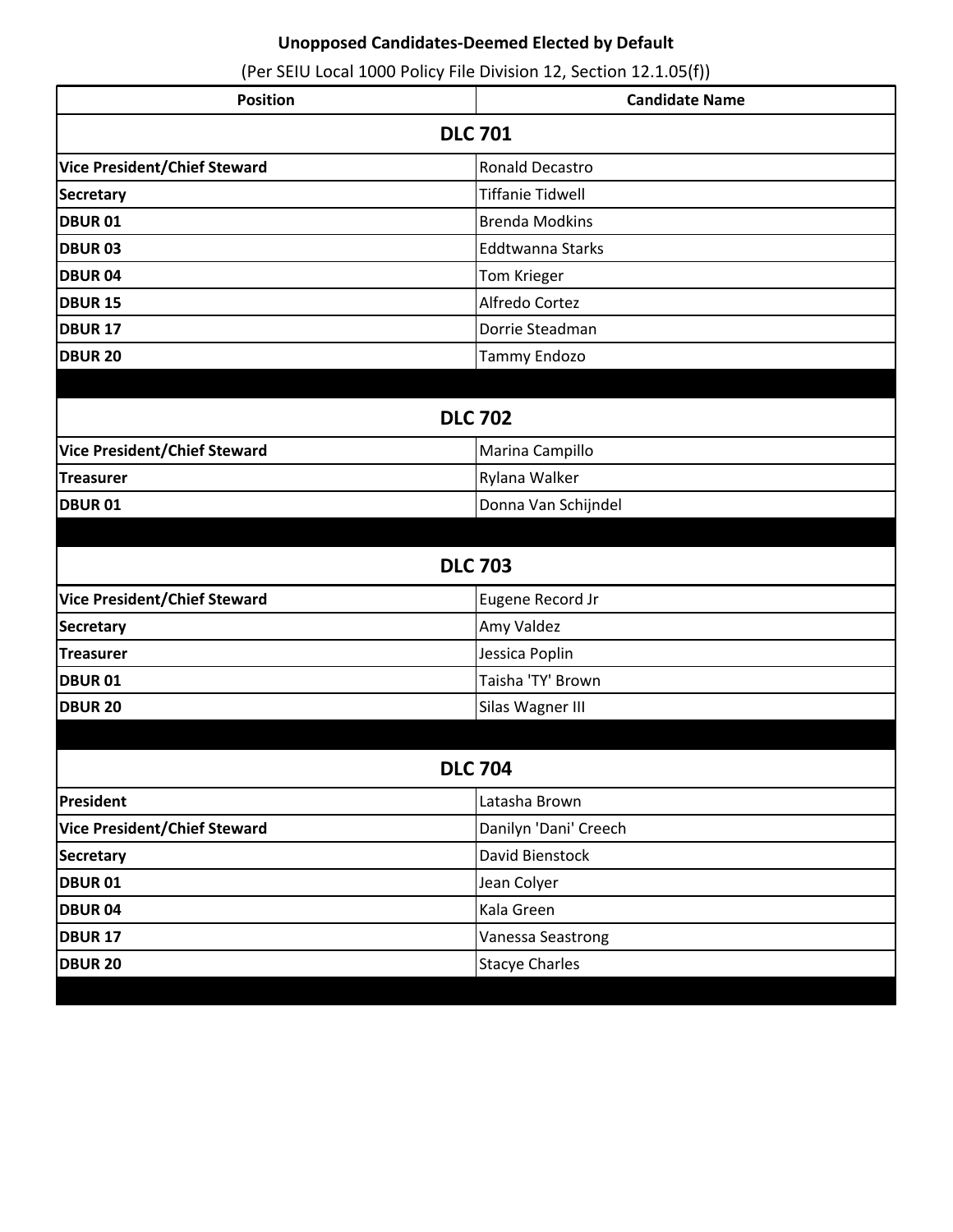# Unopposed Candidates-Deemed Elected by Default

(Per SEIU Local 1000 Policy File Division 12, Section 12.1.05(f))

| Position | Candidate Name |
|---|---|
| **DLC 701** | |
| **Vice President/Chief Steward** | Ronald Decastro |
| **Secretary** | Tiffanie Tidwell |
| **DBUR 01** | Brenda Modkins |
| **DBUR 03** | Eddtwanna Starks |
| **DBUR 04** | Tom Krieger |
| **DBUR 15** | Alfredo Cortez |
| **DBUR 17** | Dorrie Steadman |
| **DBUR 20** | Tammy Endozo |
| **DLC 702** | |
| **Vice President/Chief Steward** | Marina Campillo |
| **Treasurer** | Rylana Walker |
| **DBUR 01** | Donna Van Schijndel |
| **DLC 703** | |
| **Vice President/Chief Steward** | Eugene Record Jr |
| **Secretary** | Amy Valdez |
| **Treasurer** | Jessica Poplin |
| **DBUR 01** | Taisha 'TY' Brown |
| **DBUR 20** | Silas Wagner III |
| **DLC 704** | |
| **President** | Latasha Brown |
| **Vice President/Chief Steward** | Danilyn 'Dani' Creech |
| **Secretary** | David Bienstock |
| **DBUR 01** | Jean Colyer |
| **DBUR 04** | Kala Green |
| **DBUR 17** | Vanessa Seastrong |
| **DBUR 20** | Stacye Charles |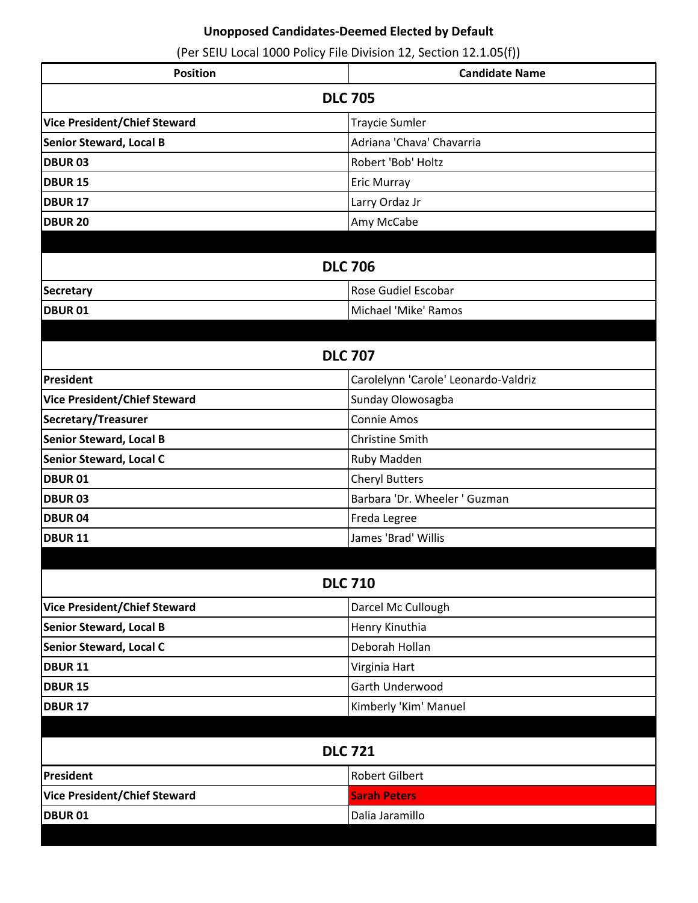**Unopposed Candidates-Deemed Elected by Default**

(Per SEIU Local 1000 Policy File Division 12, Section 12.1.05(f))

| Position | Candidate Name |
|---|---|
| **DLC 705** | |
| **Vice President/Chief Steward** | Traycie Sumler |
| **Senior Steward, Local B** | Adriana 'Chava' Chavarria |
| **DBUR 03** | Robert 'Bob' Holtz |
| **DBUR 15** | Eric Murray |
| **DBUR 17** | Larry Ordaz Jr |
| **DBUR 20** | Amy McCabe |
| | |
| **DLC 706** | |
| **Secretary** | Rose Gudiel Escobar |
| **DBUR 01** | Michael 'Mike' Ramos |
| | |
| **DLC 707** | |
| **President** | Carolelynn 'Carole' Leonardo-Valdriz |
| **Vice President/Chief Steward** | Sunday Olowosagba |
| **Secretary/Treasurer** | Connie Amos |
| **Senior Steward, Local B** | Christine Smith |
| **Senior Steward, Local C** | Ruby Madden |
| **DBUR 01** | Cheryl Butters |
| **DBUR 03** | Barbara 'Dr. Wheeler ' Guzman |
| **DBUR 04** | Freda Legree |
| **DBUR 11** | James 'Brad' Willis |
| | |
| **DLC 710** | |
| **Vice President/Chief Steward** | Darcel Mc Cullough |
| **Senior Steward, Local B** | Henry Kinuthia |
| **Senior Steward, Local C** | Deborah Hollan |
| **DBUR 11** | Virginia Hart |
| **DBUR 15** | Garth Underwood |
| **DBUR 17** | Kimberly 'Kim' Manuel |
| | |
| **DLC 721** | |
| **President** | Robert Gilbert |
| **Vice President/Chief Steward** | **Sarah Peters** |
| **DBUR 01** | Dalia Jaramillo |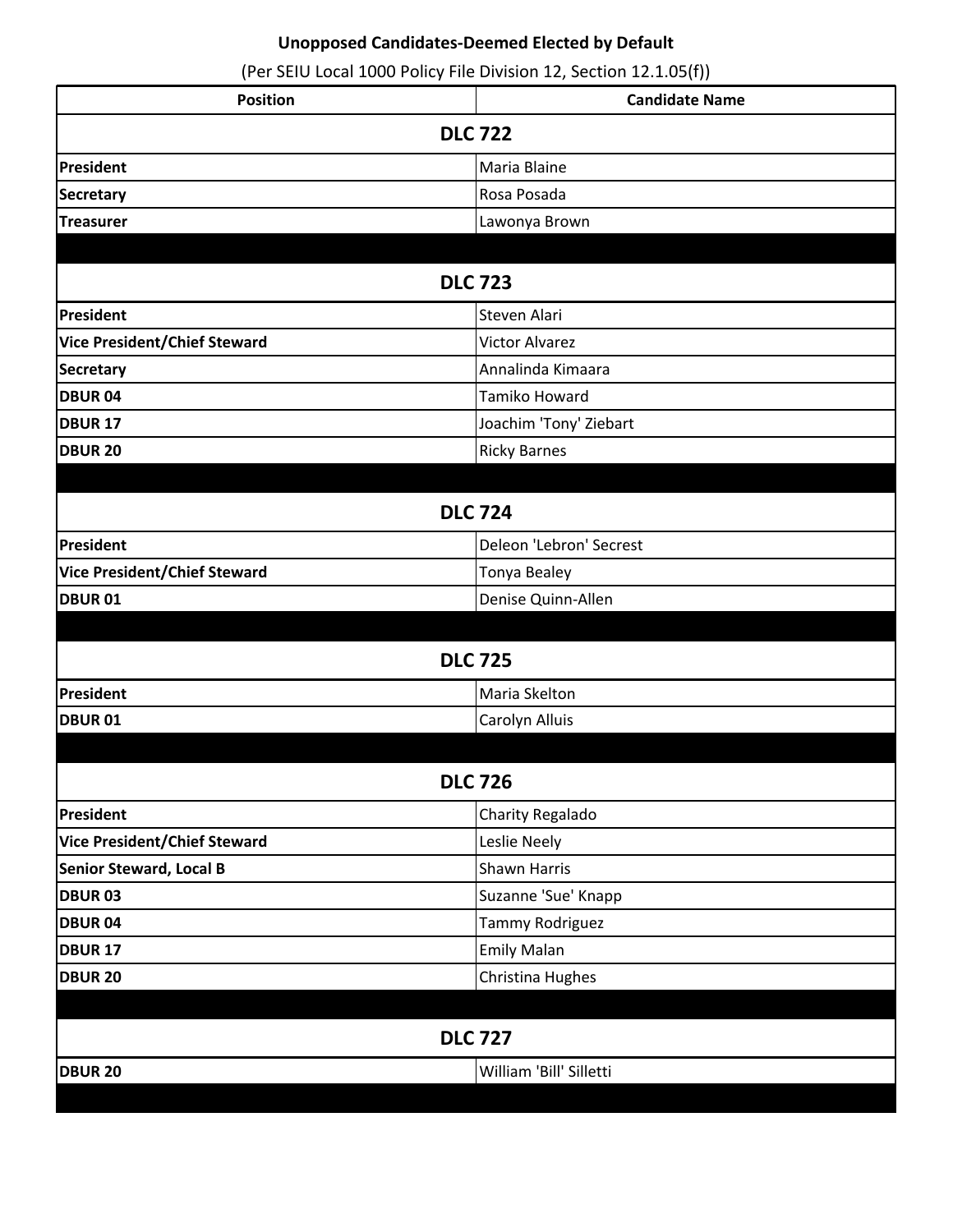**Unopposed Candidates-Deemed Elected by Default**

(Per SEIU Local 1000 Policy File Division 12, Section 12.1.05(f))

| Position | Candidate Name |
|---|---|
| **DLC 722** | |
| **President** | Maria Blaine |
| **Secretary** | Rosa Posada |
| **Treasurer** | Lawonya Brown |
| | |
| **DLC 723** | |
| **President** | Steven Alari |
| **Vice President/Chief Steward** | Victor Alvarez |
| **Secretary** | Annalinda Kimaara |
| **DBUR 04** | Tamiko Howard |
| **DBUR 17** | Joachim 'Tony' Ziebart |
| **DBUR 20** | Ricky Barnes |
| | |
| **DLC 724** | |
| **President** | Deleon 'Lebron' Secrest |
| **Vice President/Chief Steward** | Tonya Bealey |
| **DBUR 01** | Denise Quinn-Allen |
| | |
| **DLC 725** | |
| **President** | Maria Skelton |
| **DBUR 01** | Carolyn Alluis |
| | |
| **DLC 726** | |
| **President** | Charity Regalado |
| **Vice President/Chief Steward** | Leslie Neely |
| **Senior Steward, Local B** | Shawn Harris |
| **DBUR 03** | Suzanne 'Sue' Knapp |
| **DBUR 04** | Tammy Rodriguez |
| **DBUR 17** | Emily Malan |
| **DBUR 20** | Christina Hughes |
| | |
| **DLC 727** | |
| **DBUR 20** | William 'Bill' Silletti |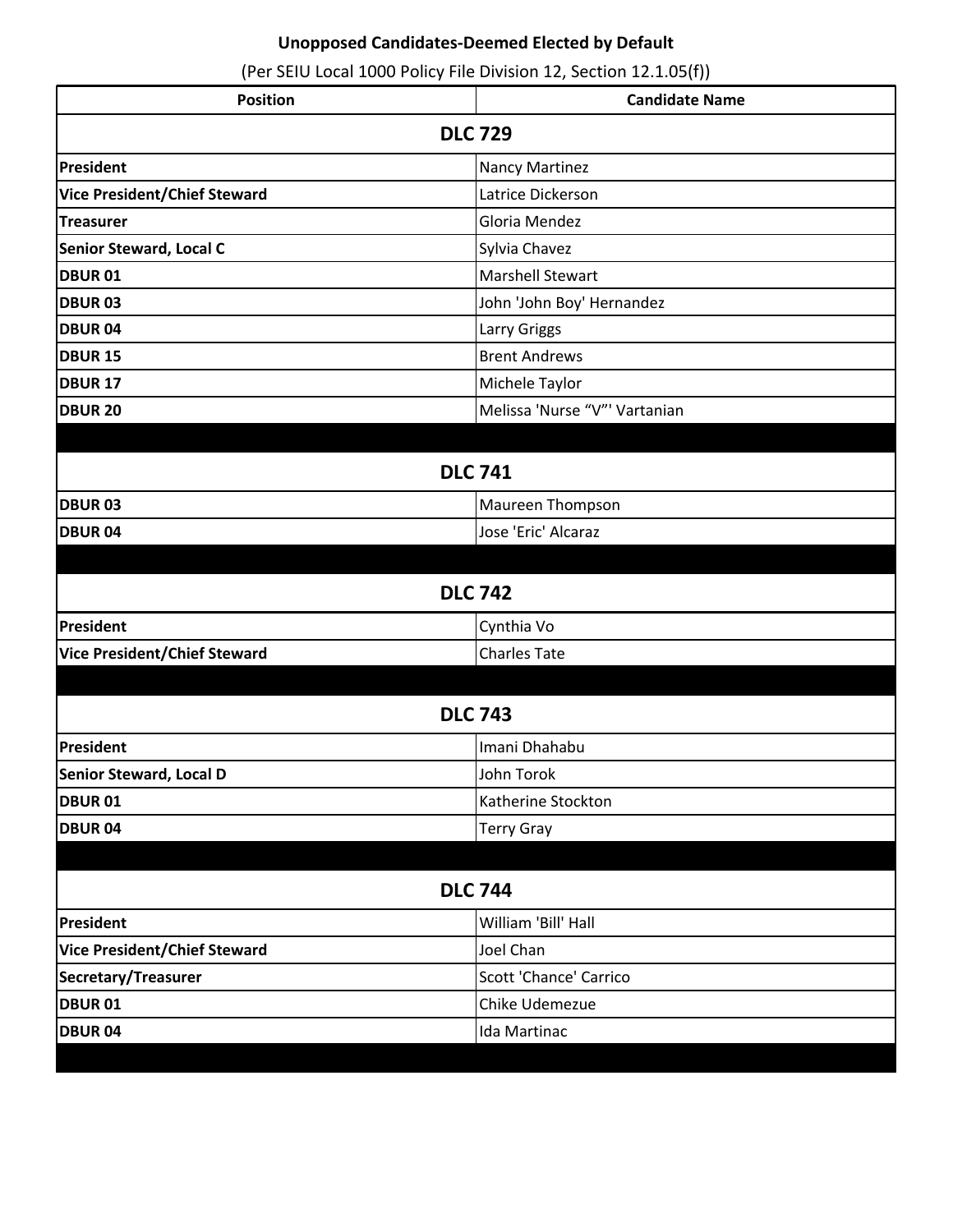**Unopposed Candidates-Deemed Elected by Default**

(Per SEIU Local 1000 Policy File Division 12, Section 12.1.05(f))

| Position | Candidate Name |
|---|---|
| **DLC 729** | |
| **President** | Nancy Martinez |
| **Vice President/Chief Steward** | Latrice Dickerson |
| **Treasurer** | Gloria Mendez |
| **Senior Steward, Local C** | Sylvia Chavez |
| **DBUR 01** | Marshell Stewart |
| **DBUR 03** | John 'John Boy' Hernandez |
| **DBUR 04** | Larry Griggs |
| **DBUR 15** | Brent Andrews |
| **DBUR 17** | Michele Taylor |
| **DBUR 20** | Melissa 'Nurse “V”' Vartanian |
| **DLC 741** | |
| **DBUR 03** | Maureen Thompson |
| **DBUR 04** | Jose 'Eric' Alcaraz |
| **DLC 742** | |
| **President** | Cynthia Vo |
| **Vice President/Chief Steward** | Charles Tate |
| **DLC 743** | |
| **President** | Imani Dhahabu |
| **Senior Steward, Local D** | John Torok |
| **DBUR 01** | Katherine Stockton |
| **DBUR 04** | Terry Gray |
| **DLC 744** | |
| **President** | William 'Bill' Hall |
| **Vice President/Chief Steward** | Joel Chan |
| **Secretary/Treasurer** | Scott 'Chance' Carrico |
| **DBUR 01** | Chike Udemezue |
| **DBUR 04** | Ida Martinac |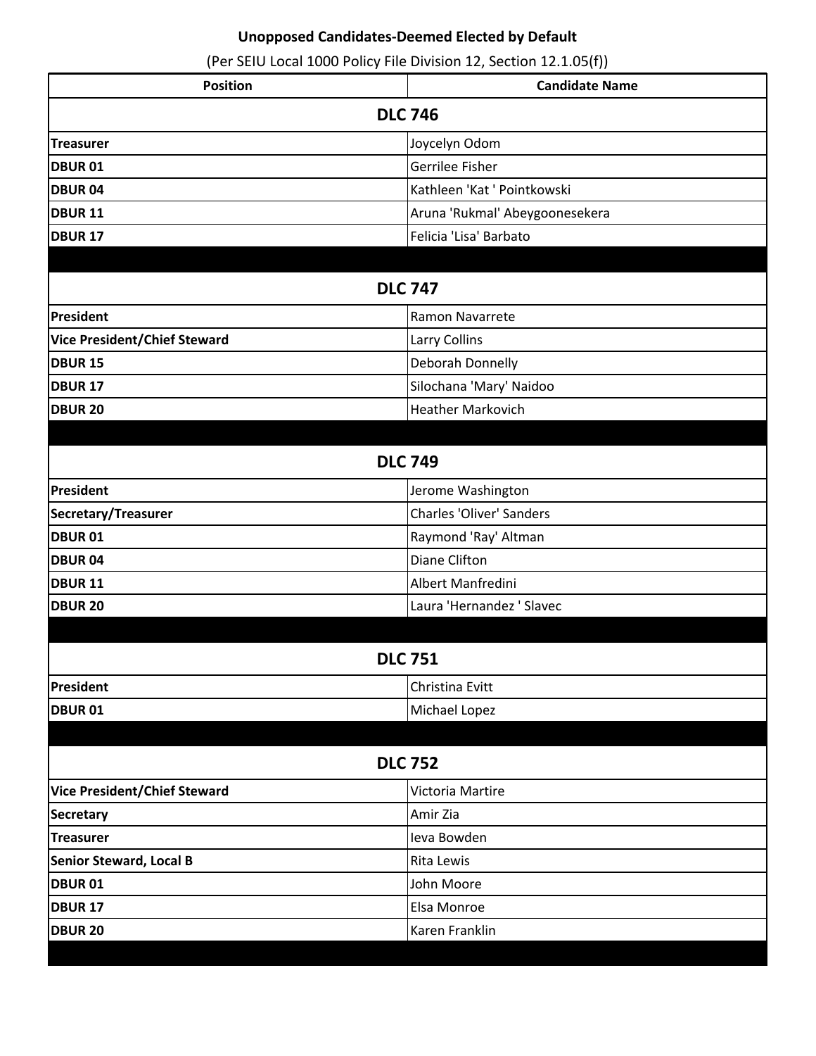**Unopposed Candidates-Deemed Elected by Default**

(Per SEIU Local 1000 Policy File Division 12, Section 12.1.05(f))

| Position | Candidate Name |
|---|---|
| **DLC 746** | |
| **Treasurer** | Joycelyn Odom |
| **DBUR 01** | Gerrilee Fisher |
| **DBUR 04** | Kathleen 'Kat ' Pointkowski |
| **DBUR 11** | Aruna 'Rukmal' Abeygoonesekera |
| **DBUR 17** | Felicia 'Lisa' Barbato |
| | |
| **DLC 747** | |
| **President** | Ramon Navarrete |
| **Vice President/Chief Steward** | Larry Collins |
| **DBUR 15** | Deborah Donnelly |
| **DBUR 17** | Silochana 'Mary' Naidoo |
| **DBUR 20** | Heather Markovich |
| | |
| **DLC 749** | |
| **President** | Jerome Washington |
| **Secretary/Treasurer** | Charles 'Oliver' Sanders |
| **DBUR 01** | Raymond 'Ray' Altman |
| **DBUR 04** | Diane Clifton |
| **DBUR 11** | Albert Manfredini |
| **DBUR 20** | Laura 'Hernandez ' Slavec |
| | |
| **DLC 751** | |
| **President** | Christina Evitt |
| **DBUR 01** | Michael Lopez |
| | |
| **DLC 752** | |
| **Vice President/Chief Steward** | Victoria Martire |
| **Secretary** | Amir Zia |
| **Treasurer** | Ieva Bowden |
| **Senior Steward, Local B** | Rita Lewis |
| **DBUR 01** | John Moore |
| **DBUR 17** | Elsa Monroe |
| **DBUR 20** | Karen Franklin |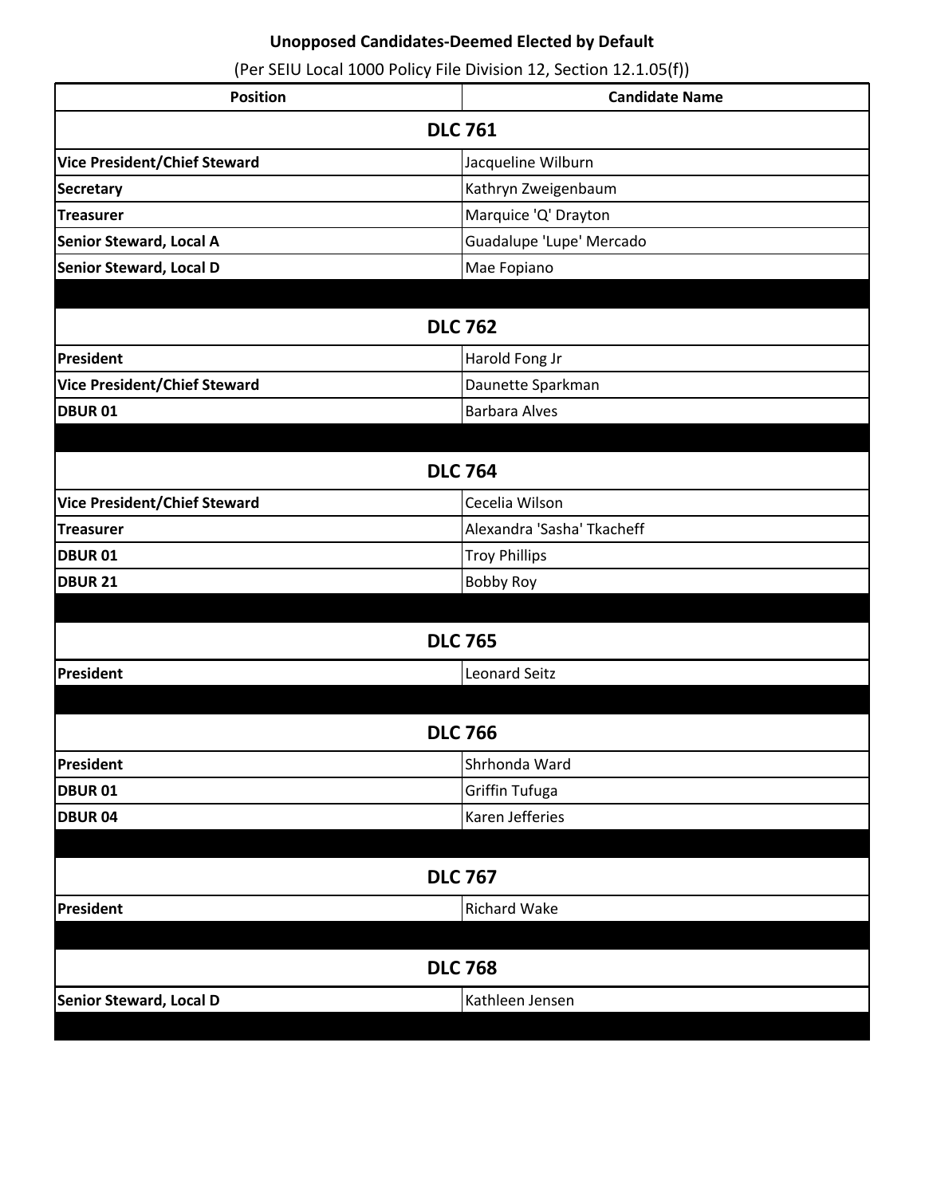**Unopposed Candidates-Deemed Elected by Default**

(Per SEIU Local 1000 Policy File Division 12, Section 12.1.05(f))

| Position | Candidate Name |
|---|---|
| **DLC 761** | |
| **Vice President/Chief Steward** | Jacqueline Wilburn |
| **Secretary** | Kathryn Zweigenbaum |
| **Treasurer** | Marquice 'Q' Drayton |
| **Senior Steward, Local A** | Guadalupe 'Lupe' Mercado |
| **Senior Steward, Local D** | Mae Fopiano |
| **DLC 762** | |
| **President** | Harold Fong Jr |
| **Vice President/Chief Steward** | Daunette Sparkman |
| **DBUR 01** | Barbara Alves |
| **DLC 764** | |
| **Vice President/Chief Steward** | Cecelia Wilson |
| **Treasurer** | Alexandra 'Sasha' Tkacheff |
| **DBUR 01** | Troy Phillips |
| **DBUR 21** | Bobby Roy |
| **DLC 765** | |
| **President** | Leonard Seitz |
| **DLC 766** | |
| **President** | Shrhonda Ward |
| **DBUR 01** | Griffin Tufuga |
| **DBUR 04** | Karen Jefferies |
| **DLC 767** | |
| **President** | Richard Wake |
| **DLC 768** | |
| **Senior Steward, Local D** | Kathleen Jensen |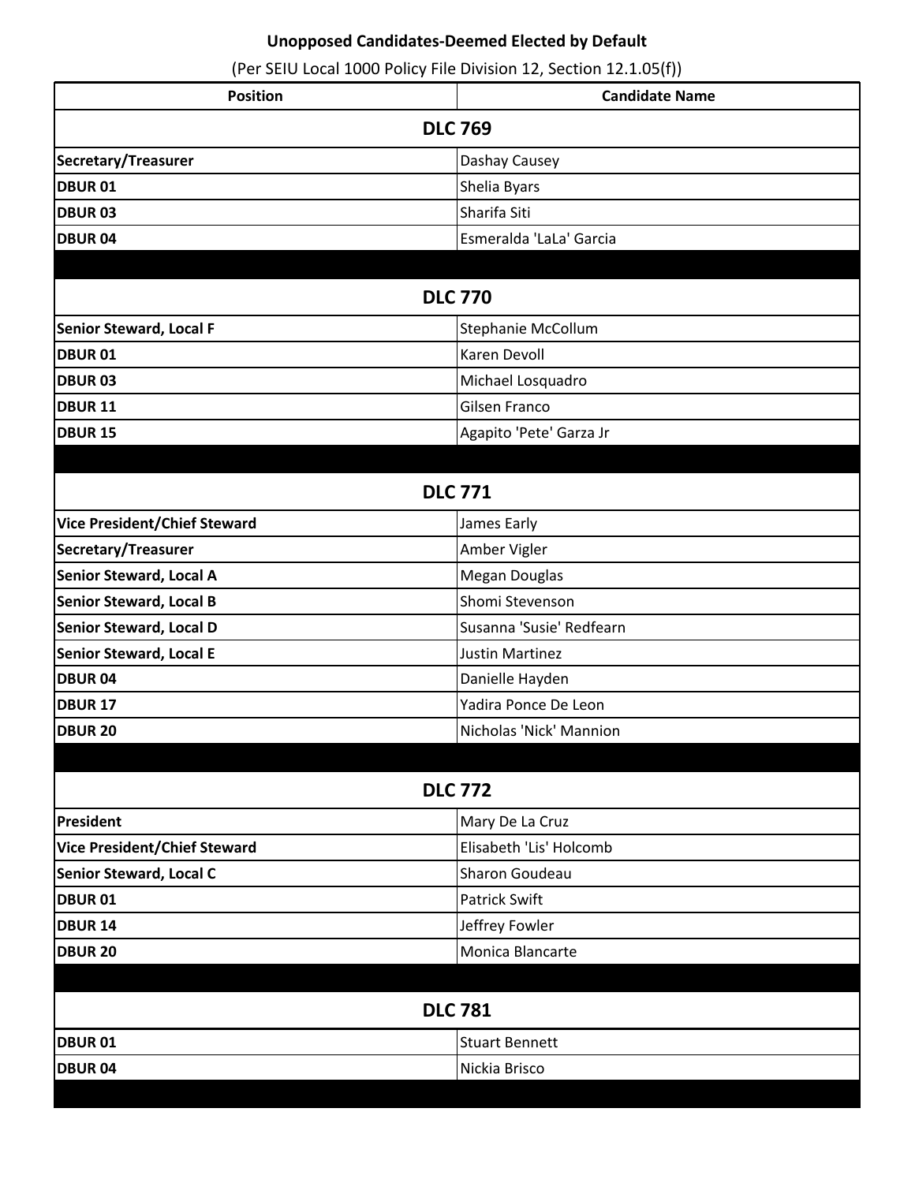**Unopposed Candidates-Deemed Elected by Default**

(Per SEIU Local 1000 Policy File Division 12, Section 12.1.05(f))

| Position | Candidate Name |
|---|---|
| **DLC 769** | |
| **Secretary/Treasurer** | Dashay Causey |
| **DBUR 01** | Shelia Byars |
| **DBUR 03** | Sharifa Siti |
| **DBUR 04** | Esmeralda 'LaLa' Garcia |
| **DLC 770** | |
| **Senior Steward, Local F** | Stephanie McCollum |
| **DBUR 01** | Karen Devoll |
| **DBUR 03** | Michael Losquadro |
| **DBUR 11** | Gilsen Franco |
| **DBUR 15** | Agapito 'Pete' Garza Jr |
| **DLC 771** | |
| **Vice President/Chief Steward** | James Early |
| **Secretary/Treasurer** | Amber Vigler |
| **Senior Steward, Local A** | Megan Douglas |
| **Senior Steward, Local B** | Shomi Stevenson |
| **Senior Steward, Local D** | Susanna 'Susie' Redfearn |
| **Senior Steward, Local E** | Justin Martinez |
| **DBUR 04** | Danielle Hayden |
| **DBUR 17** | Yadira Ponce De Leon |
| **DBUR 20** | Nicholas 'Nick' Mannion |
| **DLC 772** | |
| **President** | Mary De La Cruz |
| **Vice President/Chief Steward** | Elisabeth 'Lis' Holcomb |
| **Senior Steward, Local C** | Sharon Goudeau |
| **DBUR 01** | Patrick Swift |
| **DBUR 14** | Jeffrey Fowler |
| **DBUR 20** | Monica Blancarte |
| **DLC 781** | |
| **DBUR 01** | Stuart Bennett |
| **DBUR 04** | Nickia Brisco |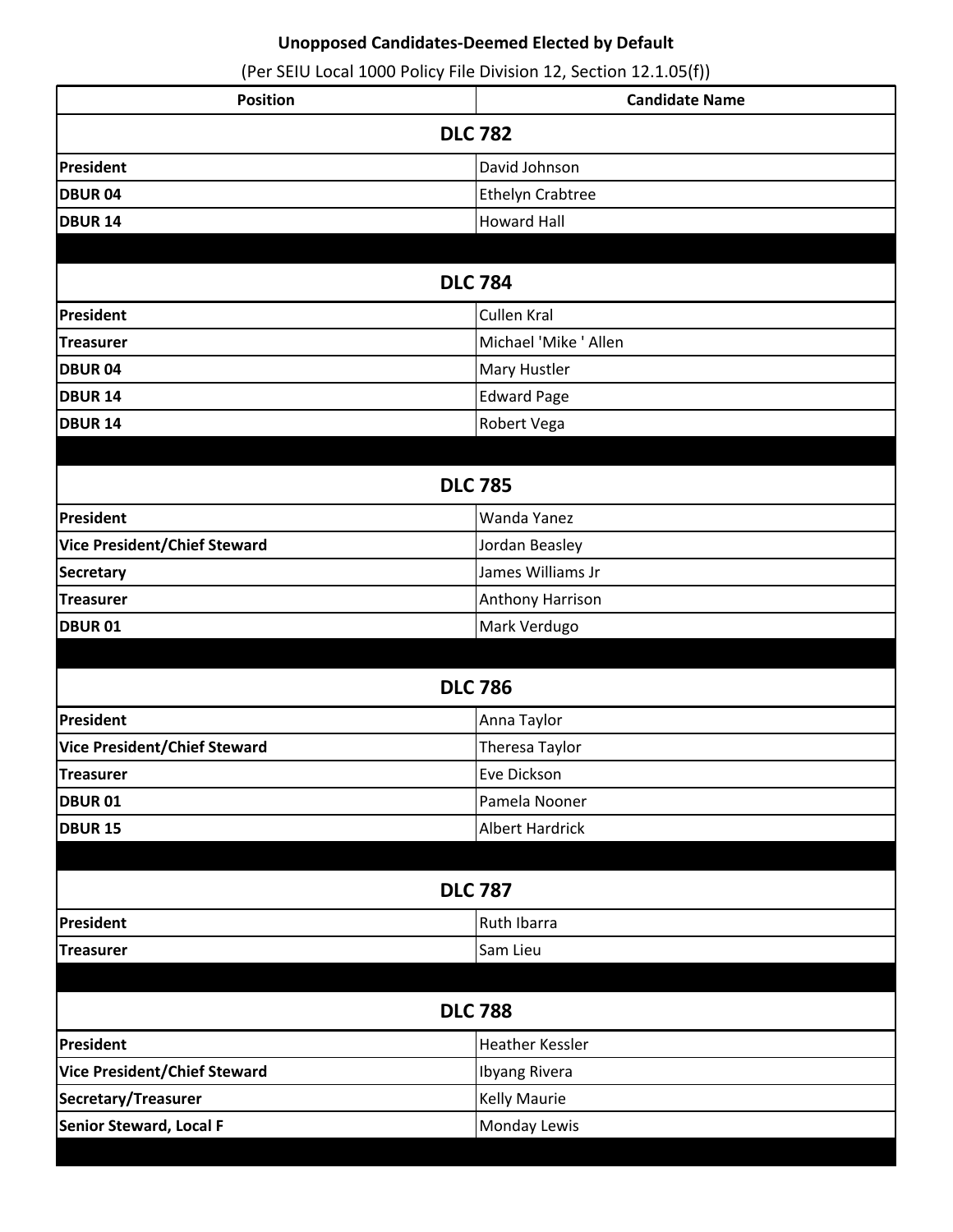**Unopposed Candidates-Deemed Elected by Default**

(Per SEIU Local 1000 Policy File Division 12, Section 12.1.05(f))

| Position | Candidate Name |
|---|---|
| **DLC 782** | |
| **President** | David Johnson |
| **DBUR 04** | Ethelyn Crabtree |
| **DBUR 14** | Howard Hall |
| | |
| **DLC 784** | |
| **President** | Cullen Kral |
| **Treasurer** | Michael 'Mike ' Allen |
| **DBUR 04** | Mary Hustler |
| **DBUR 14** | Edward Page |
| **DBUR 14** | Robert Vega |
| | |
| **DLC 785** | |
| **President** | Wanda Yanez |
| **Vice President/Chief Steward** | Jordan Beasley |
| **Secretary** | James Williams Jr |
| **Treasurer** | Anthony Harrison |
| **DBUR 01** | Mark Verdugo |
| | |
| **DLC 786** | |
| **President** | Anna Taylor |
| **Vice President/Chief Steward** | Theresa Taylor |
| **Treasurer** | Eve Dickson |
| **DBUR 01** | Pamela Nooner |
| **DBUR 15** | Albert Hardrick |
| | |
| **DLC 787** | |
| **President** | Ruth Ibarra |
| **Treasurer** | Sam Lieu |
| | |
| **DLC 788** | |
| **President** | Heather Kessler |
| **Vice President/Chief Steward** | Ibyang Rivera |
| **Secretary/Treasurer** | Kelly Maurie |
| **Senior Steward, Local F** | Monday Lewis |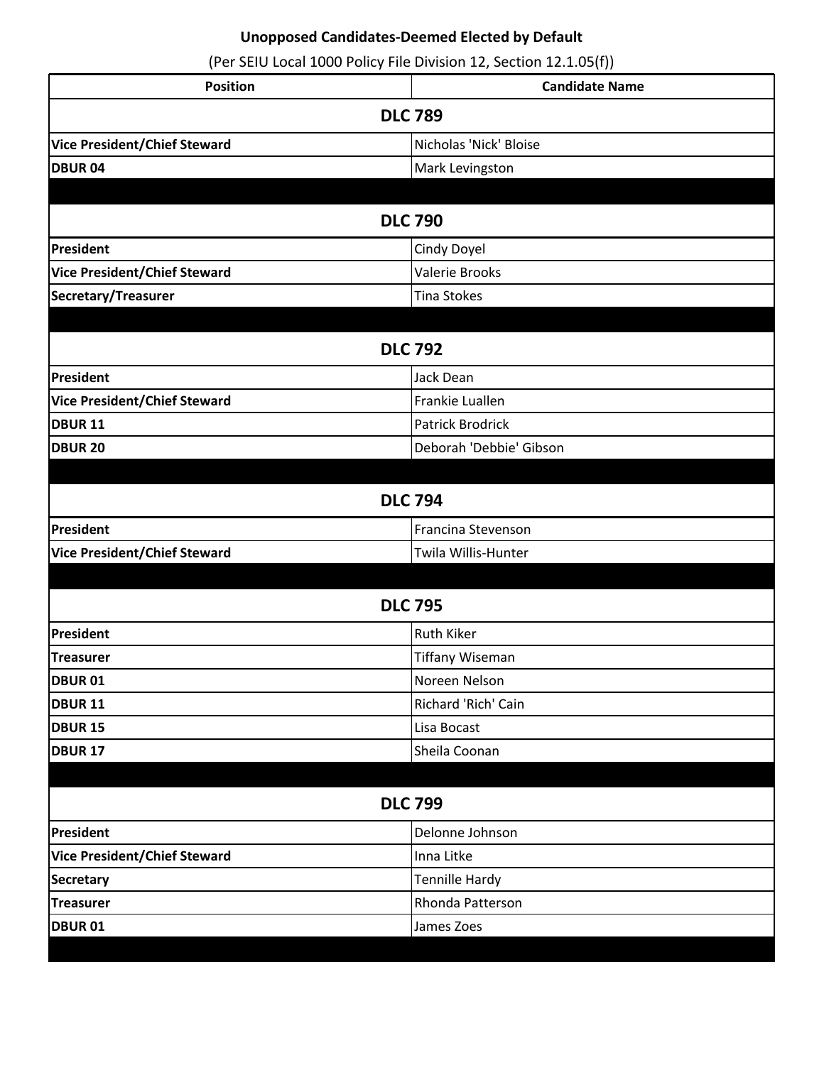**Unopposed Candidates-Deemed Elected by Default**

(Per SEIU Local 1000 Policy File Division 12, Section 12.1.05(f))

| Position | Candidate Name |
|---|---|
| **DLC 789** | |
| **Vice President/Chief Steward** | Nicholas 'Nick' Bloise |
| **DBUR 04** | Mark Levingston |
| **DLC 790** | |
| **President** | Cindy Doyel |
| **Vice President/Chief Steward** | Valerie Brooks |
| **Secretary/Treasurer** | Tina Stokes |
| **DLC 792** | |
| **President** | Jack Dean |
| **Vice President/Chief Steward** | Frankie Luallen |
| **DBUR 11** | Patrick Brodrick |
| **DBUR 20** | Deborah 'Debbie' Gibson |
| **DLC 794** | |
| **President** | Francina Stevenson |
| **Vice President/Chief Steward** | Twila Willis-Hunter |
| **DLC 795** | |
| **President** | Ruth Kiker |
| **Treasurer** | Tiffany Wiseman |
| **DBUR 01** | Noreen Nelson |
| **DBUR 11** | Richard 'Rich' Cain |
| **DBUR 15** | Lisa Bocast |
| **DBUR 17** | Sheila Coonan |
| **DLC 799** | |
| **President** | Delonne Johnson |
| **Vice President/Chief Steward** | Inna Litke |
| **Secretary** | Tennille Hardy |
| **Treasurer** | Rhonda Patterson |
| **DBUR 01** | James Zoes |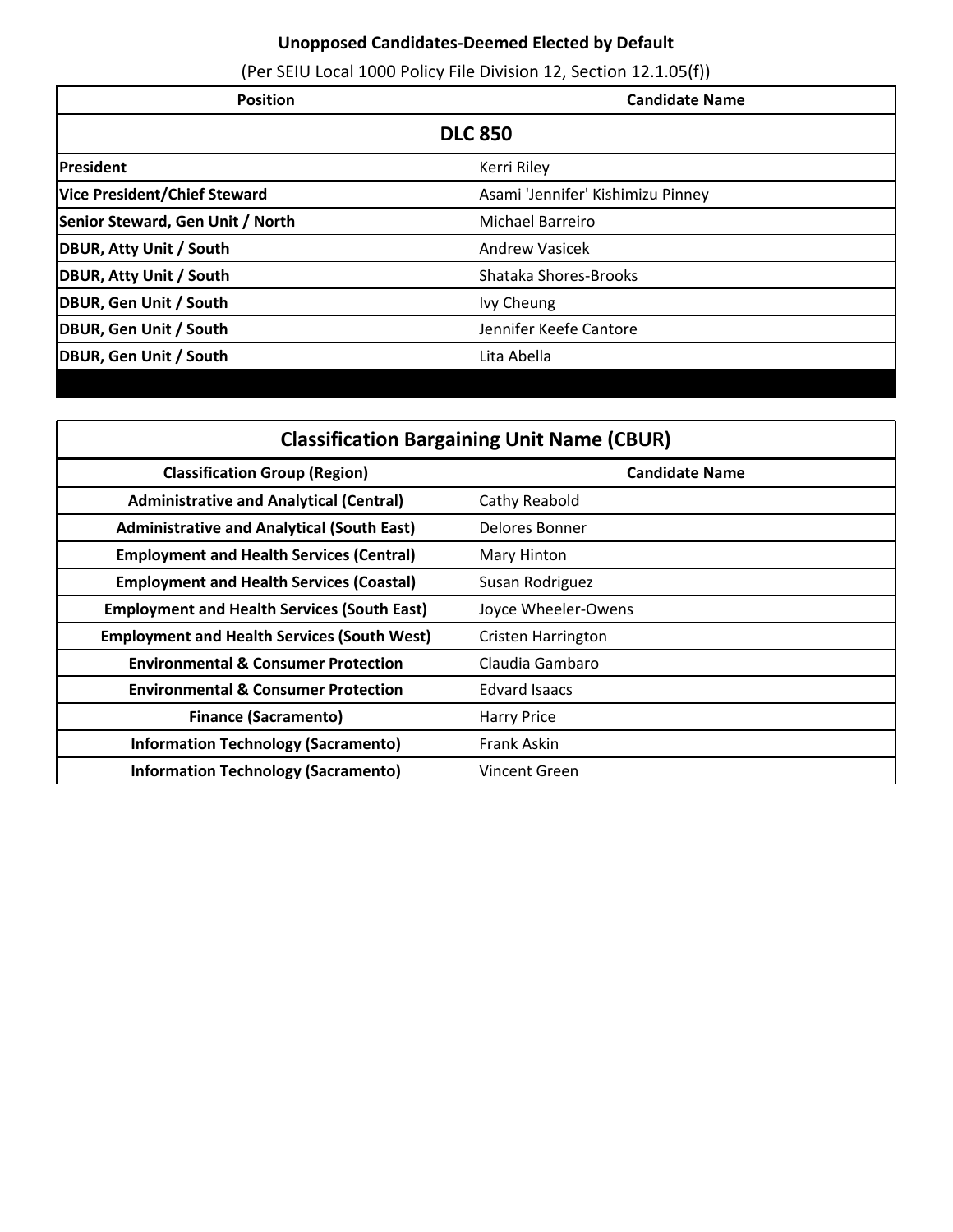**Unopposed Candidates-Deemed Elected by Default**

(Per SEIU Local 1000 Policy File Division 12, Section 12.1.05(f))

| Position | Candidate Name |
| --- | --- |
| **DLC 850** | |
| **President** | Kerri Riley |
| **Vice President/Chief Steward** | Asami 'Jennifer' Kishimizu Pinney |
| **Senior Steward, Gen Unit / North** | Michael Barreiro |
| **DBUR, Atty Unit / South** | Andrew Vasicek |
| **DBUR, Atty Unit / South** | Shataka Shores-Brooks |
| **DBUR, Gen Unit / South** | Ivy Cheung |
| **DBUR, Gen Unit / South** | Jennifer Keefe Cantore |
| **DBUR, Gen Unit / South** | Lita Abella |

| Classification Bargaining Unit Name (CBUR) | |
| --- | --- |
| **Classification Group (Region)** | **Candidate Name** |
| **Administrative and Analytical (Central)** | Cathy Reabold |
| **Administrative and Analytical (South East)** | Delores Bonner |
| **Employment and Health Services (Central)** | Mary Hinton |
| **Employment and Health Services (Coastal)** | Susan Rodriguez |
| **Employment and Health Services (South East)** | Joyce Wheeler-Owens |
| **Employment and Health Services (South West)** | Cristen Harrington |
| **Environmental & Consumer Protection** | Claudia Gambaro |
| **Environmental & Consumer Protection** | Edvard Isaacs |
| **Finance (Sacramento)** | Harry Price |
| **Information Technology (Sacramento)** | Frank Askin |
| **Information Technology (Sacramento)** | Vincent Green |